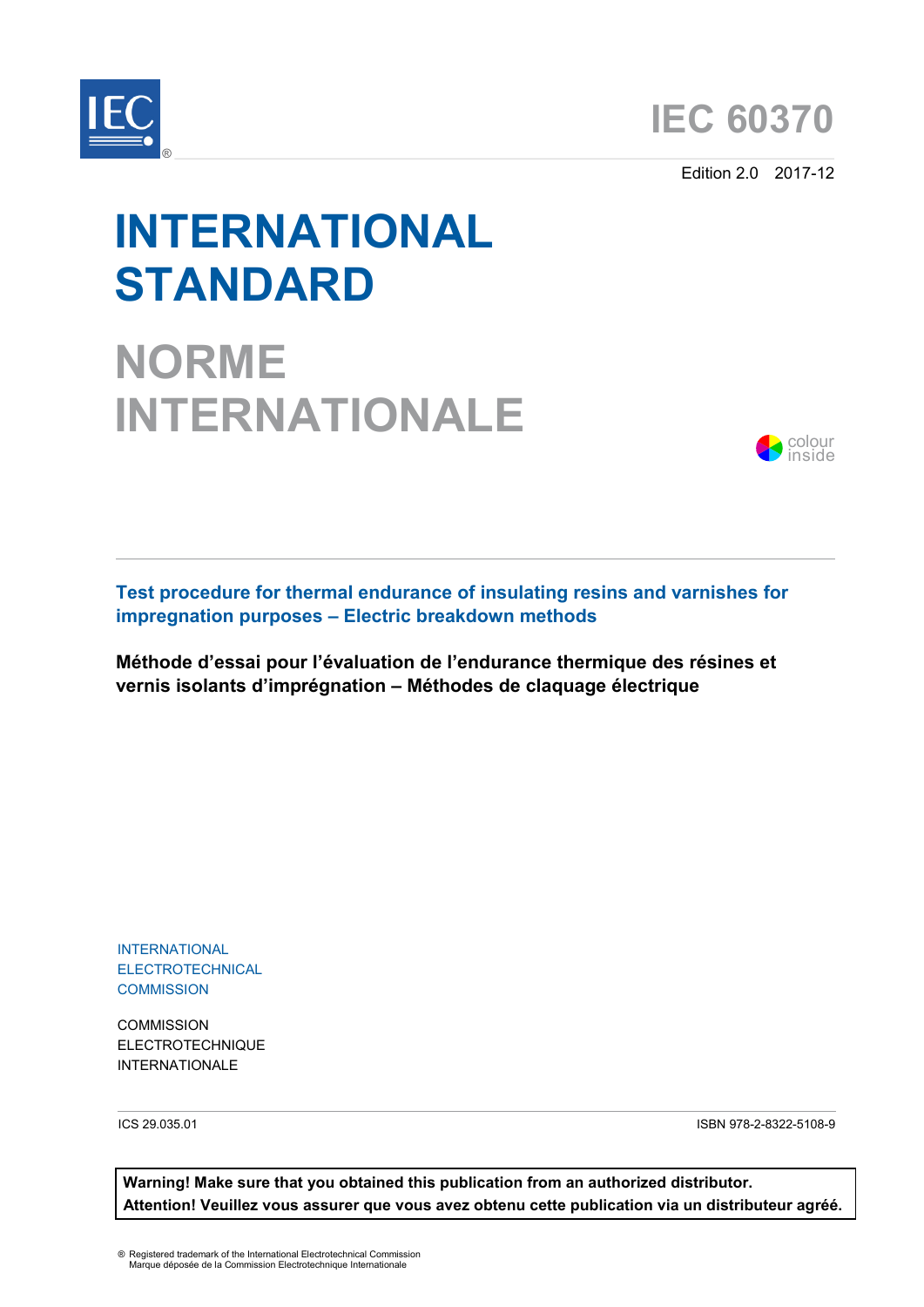IEC 60370

Edition 2.0 2017-12

# INTERNATIONAL STANDARD

# NORME INTERNATIONALE

colour inside

**Test procedure for thermal endurance of insulating resins and varnishes for impregnation purposes – Electric breakdown methods**

**Méthode d'essai pour l'évaluation de l'endurance thermique des résines et vernis isolants d'imprégnation – Méthodes de claquage électrique**

INTERNATIONAL ELECTROTECHNICAL COMMISSION

COMMISSION ELECTROTECHNIQUE INTERNATIONALE

ICS 29.035.01

ISBN 978-2-8322-5108-9

**Warning! Make sure that you obtained this publication from an authorized distributor.**
**Attention! Veuillez vous assurer que vous avez obtenu cette publication via un distributeur agréé.**

® Registered trademark of the International Electrotechnical Commission
Marque déposée de la Commission Electrotechnique Internationale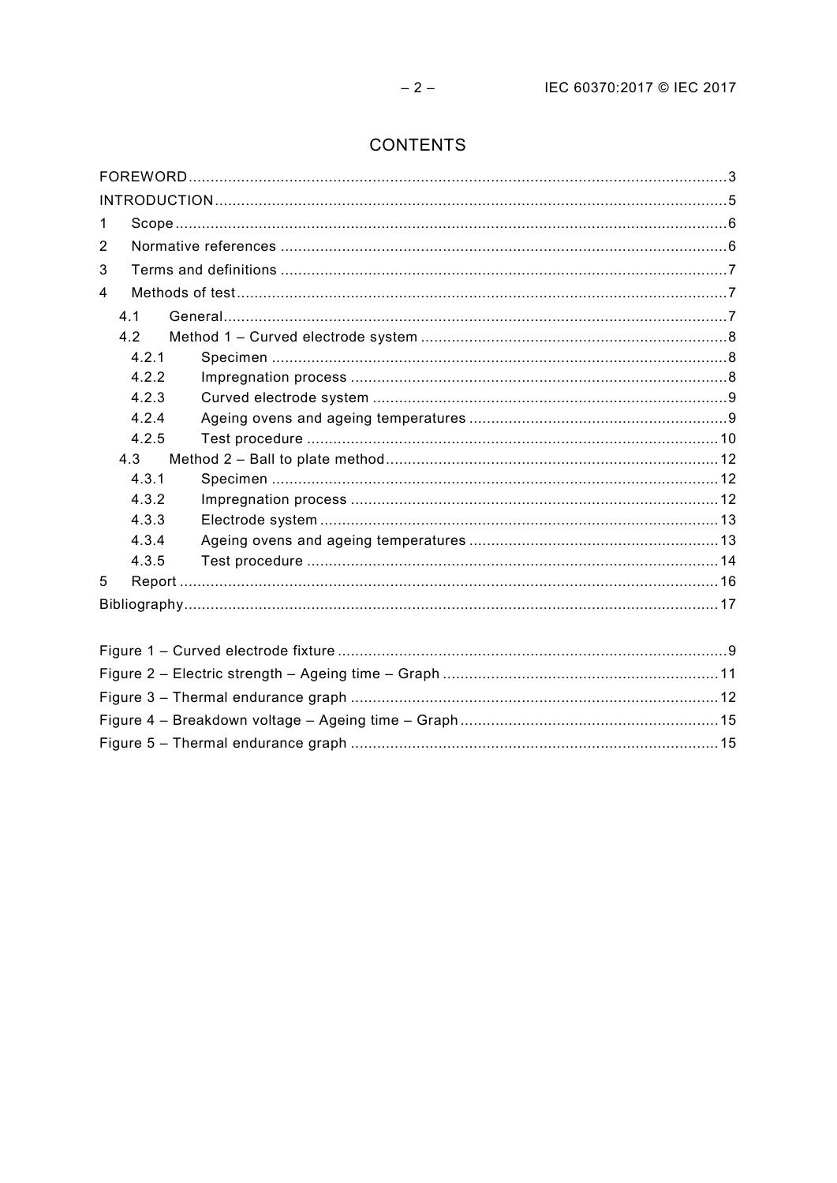# CONTENTS

FOREWORD ........................................................................................................................ 3
INTRODUCTION .................................................................................................................. 5
1 Scope .............................................................................................................................. 6
2 Normative references ...................................................................................................... 6
3 Terms and definitions ...................................................................................................... 7
4 Methods of test ................................................................................................................ 7
  4.1 General ..................................................................................................................... 7
  4.2 Method 1 – Curved electrode system ........................................................................ 8
    4.2.1 Specimen ........................................................................................................... 8
    4.2.2 Impregnation process ........................................................................................ 8
    4.2.3 Curved electrode system ................................................................................... 9
    4.2.4 Ageing ovens and ageing temperatures ............................................................. 9
    4.2.5 Test procedure ................................................................................................. 10
  4.3 Method 2 – Ball to plate method ............................................................................. 12
    4.3.1 Specimen ......................................................................................................... 12
    4.3.2 Impregnation process ...................................................................................... 12
    4.3.3 Electrode system ............................................................................................. 13
    4.3.4 Ageing ovens and ageing temperatures ........................................................... 13
    4.3.5 Test procedure ................................................................................................. 14
5 Report ............................................................................................................................ 16
Bibliography ...................................................................................................................... 17

Figure 1 – Curved electrode fixture ...................................................................................... 9
Figure 2 – Electric strength – Ageing time – Graph ............................................................. 11
Figure 3 – Thermal endurance graph .................................................................................. 12
Figure 4 – Breakdown voltage – Ageing time – Graph ......................................................... 15
Figure 5 – Thermal endurance graph .................................................................................. 15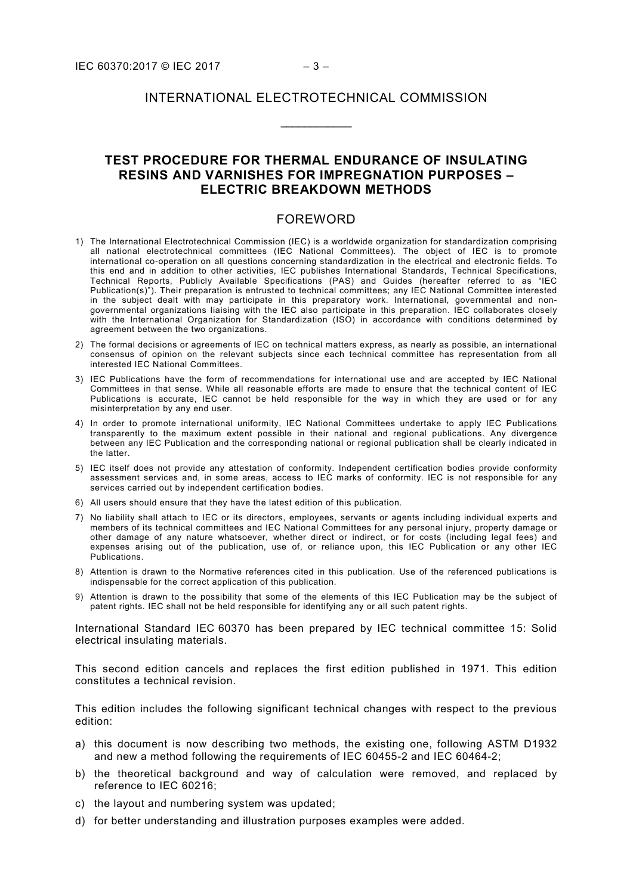INTERNATIONAL ELECTROTECHNICAL COMMISSION

___________

# TEST PROCEDURE FOR THERMAL ENDURANCE OF INSULATING RESINS AND VARNISHES FOR IMPREGNATION PURPOSES – ELECTRIC BREAKDOWN METHODS

## FOREWORD

1) The International Electrotechnical Commission (IEC) is a worldwide organization for standardization comprising all national electrotechnical committees (IEC National Committees). The object of IEC is to promote international co-operation on all questions concerning standardization in the electrical and electronic fields. To this end and in addition to other activities, IEC publishes International Standards, Technical Specifications, Technical Reports, Publicly Available Specifications (PAS) and Guides (hereafter referred to as "IEC Publication(s)"). Their preparation is entrusted to technical committees; any IEC National Committee interested in the subject dealt with may participate in this preparatory work. International, governmental and non-governmental organizations liaising with the IEC also participate in this preparation. IEC collaborates closely with the International Organization for Standardization (ISO) in accordance with conditions determined by agreement between the two organizations.
2) The formal decisions or agreements of IEC on technical matters express, as nearly as possible, an international consensus of opinion on the relevant subjects since each technical committee has representation from all interested IEC National Committees.
3) IEC Publications have the form of recommendations for international use and are accepted by IEC National Committees in that sense. While all reasonable efforts are made to ensure that the technical content of IEC Publications is accurate, IEC cannot be held responsible for the way in which they are used or for any misinterpretation by any end user.
4) In order to promote international uniformity, IEC National Committees undertake to apply IEC Publications transparently to the maximum extent possible in their national and regional publications. Any divergence between any IEC Publication and the corresponding national or regional publication shall be clearly indicated in the latter.
5) IEC itself does not provide any attestation of conformity. Independent certification bodies provide conformity assessment services and, in some areas, access to IEC marks of conformity. IEC is not responsible for any services carried out by independent certification bodies.
6) All users should ensure that they have the latest edition of this publication.
7) No liability shall attach to IEC or its directors, employees, servants or agents including individual experts and members of its technical committees and IEC National Committees for any personal injury, property damage or other damage of any nature whatsoever, whether direct or indirect, or for costs (including legal fees) and expenses arising out of the publication, use of, or reliance upon, this IEC Publication or any other IEC Publications.
8) Attention is drawn to the Normative references cited in this publication. Use of the referenced publications is indispensable for the correct application of this publication.
9) Attention is drawn to the possibility that some of the elements of this IEC Publication may be the subject of patent rights. IEC shall not be held responsible for identifying any or all such patent rights.

International Standard IEC 60370 has been prepared by IEC technical committee 15: Solid electrical insulating materials.

This second edition cancels and replaces the first edition published in 1971. This edition constitutes a technical revision.

This edition includes the following significant technical changes with respect to the previous edition:

a) this document is now describing two methods, the existing one, following ASTM D1932 and new a method following the requirements of IEC 60455-2 and IEC 60464-2;
b) the theoretical background and way of calculation were removed, and replaced by reference to IEC 60216;
c) the layout and numbering system was updated;
d) for better understanding and illustration purposes examples were added.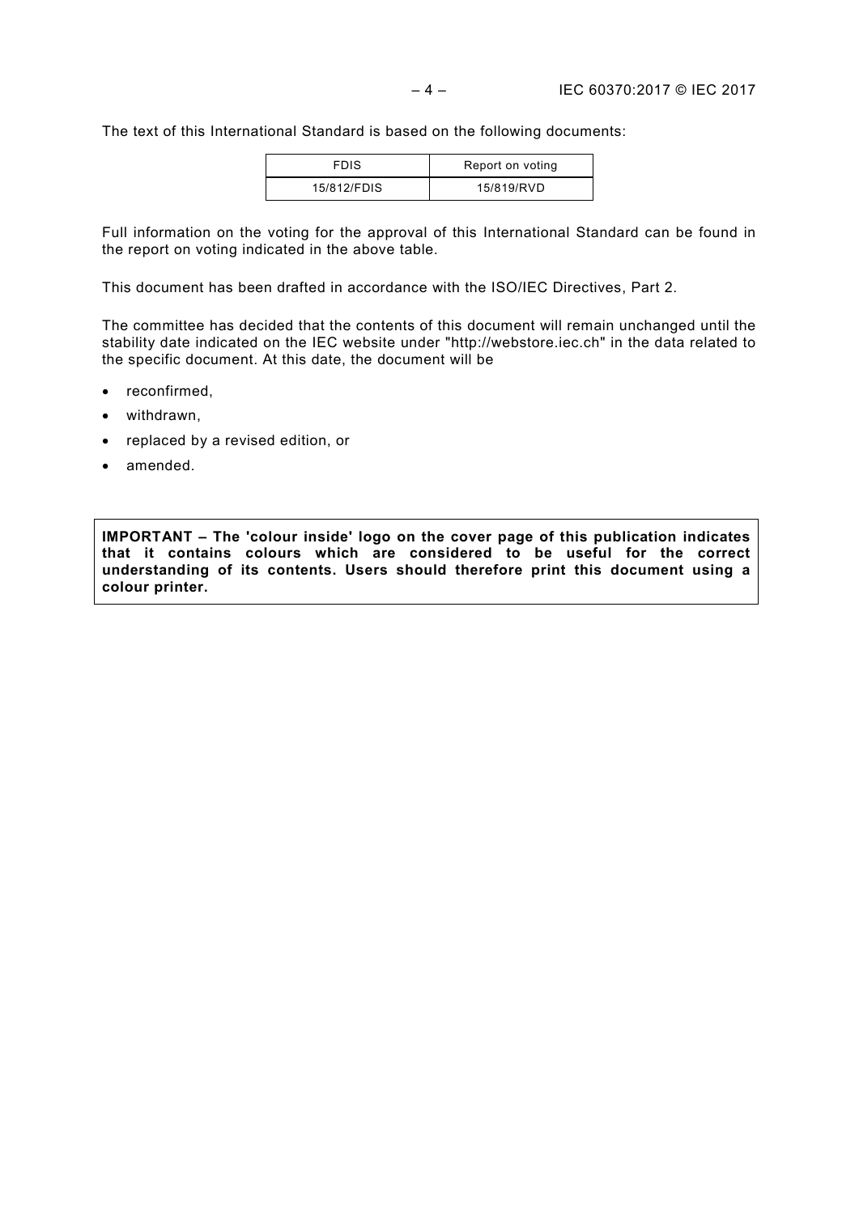The text of this International Standard is based on the following documents:

| FDIS | Report on voting |
|---|---|
| 15/812/FDIS | 15/819/RVD |

Full information on the voting for the approval of this International Standard can be found in the report on voting indicated in the above table.

This document has been drafted in accordance with the ISO/IEC Directives, Part 2.

The committee has decided that the contents of this document will remain unchanged until the stability date indicated on the IEC website under "http://webstore.iec.ch" in the data related to the specific document. At this date, the document will be

- reconfirmed,
- withdrawn,
- replaced by a revised edition, or
- amended.

**IMPORTANT – The 'colour inside' logo on the cover page of this publication indicates that it contains colours which are considered to be useful for the correct understanding of its contents. Users should therefore print this document using a colour printer.**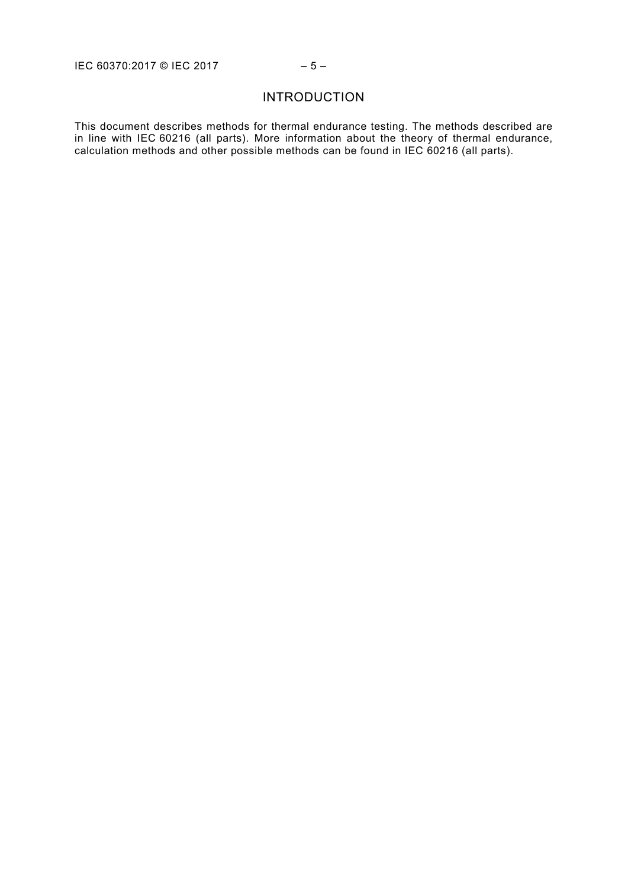# INTRODUCTION

This document describes methods for thermal endurance testing. The methods described are in line with IEC 60216 (all parts). More information about the theory of thermal endurance, calculation methods and other possible methods can be found in IEC 60216 (all parts).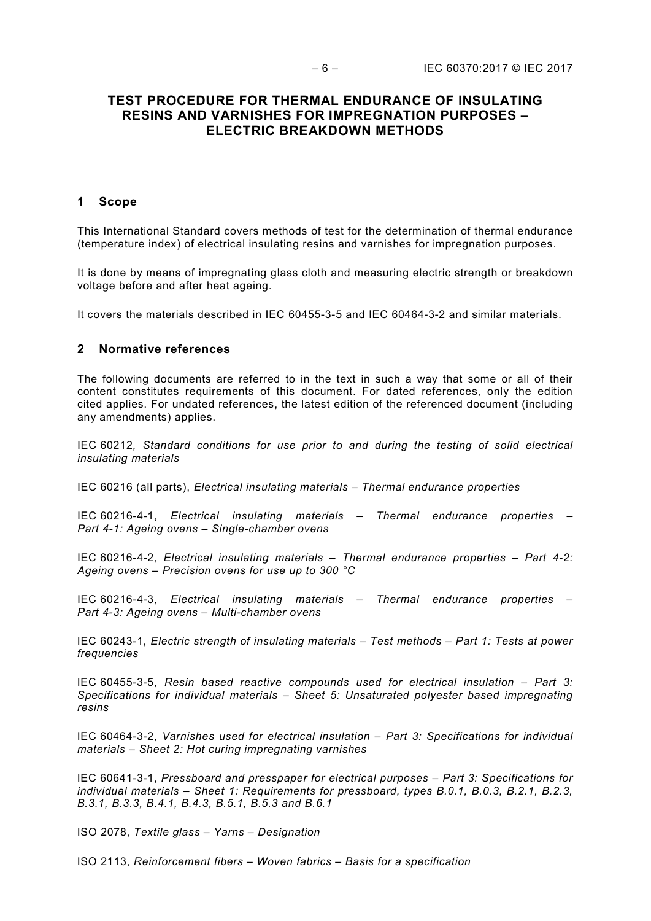# TEST PROCEDURE FOR THERMAL ENDURANCE OF INSULATING RESINS AND VARNISHES FOR IMPREGNATION PURPOSES – ELECTRIC BREAKDOWN METHODS

## 1 Scope

This International Standard covers methods of test for the determination of thermal endurance (temperature index) of electrical insulating resins and varnishes for impregnation purposes.

It is done by means of impregnating glass cloth and measuring electric strength or breakdown voltage before and after heat ageing.

It covers the materials described in IEC 60455-3-5 and IEC 60464-3-2 and similar materials.

## 2 Normative references

The following documents are referred to in the text in such a way that some or all of their content constitutes requirements of this document. For dated references, only the edition cited applies. For undated references, the latest edition of the referenced document (including any amendments) applies.

IEC 60212*, Standard conditions for use prior to and during the testing of solid electrical insulating materials*

IEC 60216 (all parts), *Electrical insulating materials – Thermal endurance properties*

IEC 60216-4-1, *Electrical insulating materials – Thermal endurance properties – Part 4-1: Ageing ovens – Single-chamber ovens*

IEC 60216-4-2, *Electrical insulating materials – Thermal endurance properties – Part 4-2: Ageing ovens – Precision ovens for use up to 300 °C*

IEC 60216-4-3, *Electrical insulating materials – Thermal endurance properties – Part 4-3: Ageing ovens – Multi-chamber ovens*

IEC 60243-1, *Electric strength of insulating materials – Test methods – Part 1: Tests at power frequencies*

IEC 60455-3-5, *Resin based reactive compounds used for electrical insulation – Part 3: Specifications for individual materials – Sheet 5: Unsaturated polyester based impregnating resins*

IEC 60464-3-2, *Varnishes used for electrical insulation – Part 3: Specifications for individual materials – Sheet 2: Hot curing impregnating varnishes*

IEC 60641-3-1, *Pressboard and presspaper for electrical purposes – Part 3: Specifications for individual materials – Sheet 1: Requirements for pressboard, types B.0.1, B.0.3, B.2.1, B.2.3, B.3.1, B.3.3, B.4.1, B.4.3, B.5.1, B.5.3 and B.6.1*

ISO 2078, *Textile glass – Yarns – Designation*

ISO 2113, *Reinforcement fibers – Woven fabrics – Basis for a specification*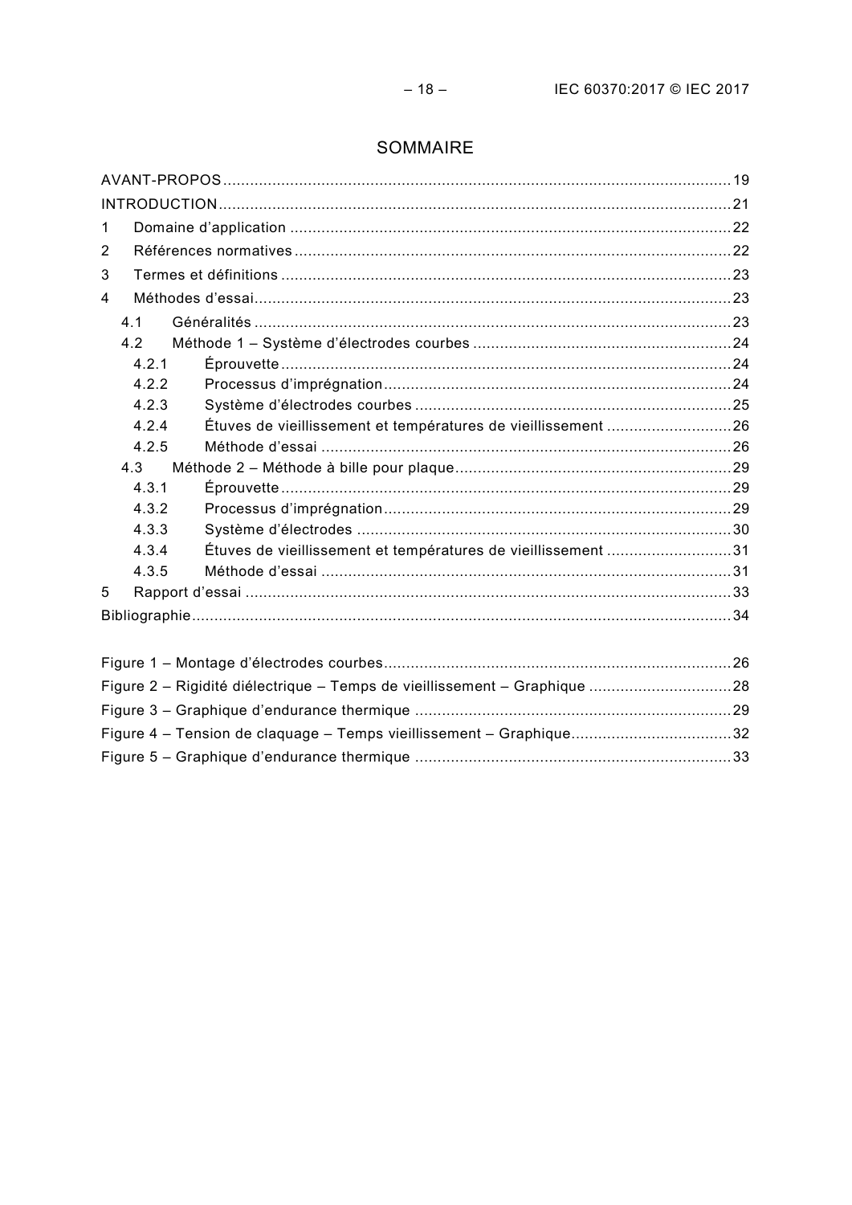# SOMMAIRE

AVANT-PROPOS ..... 19
INTRODUCTION ..... 21
1 Domaine d'application ..... 22
2 Références normatives ..... 22
3 Termes et définitions ..... 23
4 Méthodes d'essai ..... 23
  4.1 Généralités ..... 23
  4.2 Méthode 1 – Système d'électrodes courbes ..... 24
    4.2.1 Éprouvette ..... 24
    4.2.2 Processus d'imprégnation ..... 24
    4.2.3 Système d'électrodes courbes ..... 25
    4.2.4 Étuves de vieillissement et températures de vieillissement ..... 26
    4.2.5 Méthode d'essai ..... 26
  4.3 Méthode 2 – Méthode à bille pour plaque ..... 29
    4.3.1 Éprouvette ..... 29
    4.3.2 Processus d'imprégnation ..... 29
    4.3.3 Système d'électrodes ..... 30
    4.3.4 Étuves de vieillissement et températures de vieillissement ..... 31
    4.3.5 Méthode d'essai ..... 31
5 Rapport d'essai ..... 33
Bibliographie ..... 34

Figure 1 – Montage d'électrodes courbes ..... 26
Figure 2 – Rigidité diélectrique – Temps de vieillissement – Graphique ..... 28
Figure 3 – Graphique d'endurance thermique ..... 29
Figure 4 – Tension de claquage – Temps vieillissement – Graphique ..... 32
Figure 5 – Graphique d'endurance thermique ..... 33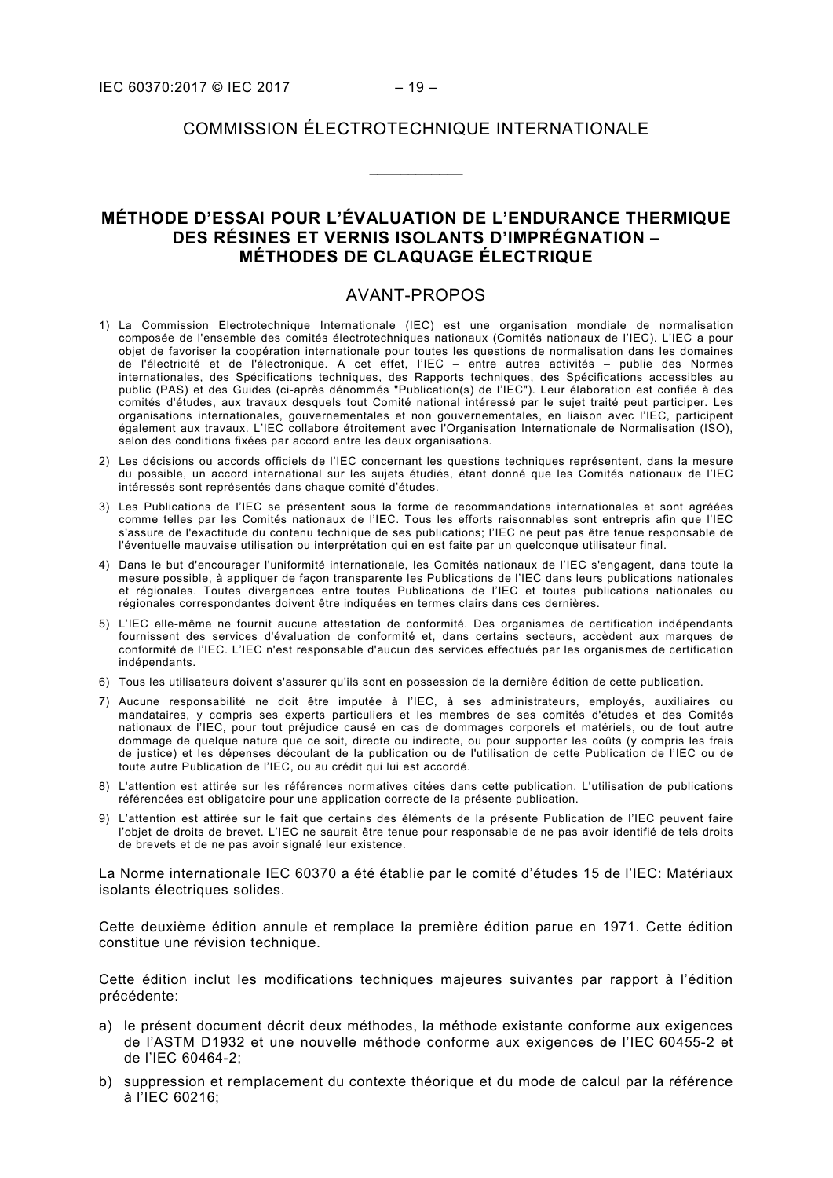COMMISSION ÉLECTROTECHNIQUE INTERNATIONALE

\_\_\_\_\_\_\_\_\_\_\_\_

# MÉTHODE D'ESSAI POUR L'ÉVALUATION DE L'ENDURANCE THERMIQUE DES RÉSINES ET VERNIS ISOLANTS D'IMPRÉGNATION – MÉTHODES DE CLAQUAGE ÉLECTRIQUE

## AVANT-PROPOS

1) La Commission Electrotechnique Internationale (IEC) est une organisation mondiale de normalisation composée de l'ensemble des comités électrotechniques nationaux (Comités nationaux de l'IEC). L'IEC a pour objet de favoriser la coopération internationale pour toutes les questions de normalisation dans les domaines de l'électricité et de l'électronique. A cet effet, l'IEC – entre autres activités – publie des Normes internationales, des Spécifications techniques, des Rapports techniques, des Spécifications accessibles au public (PAS) et des Guides (ci-après dénommés "Publication(s) de l'IEC"). Leur élaboration est confiée à des comités d'études, aux travaux desquels tout Comité national intéressé par le sujet traité peut participer. Les organisations internationales, gouvernementales et non gouvernementales, en liaison avec l'IEC, participent également aux travaux. L'IEC collabore étroitement avec l'Organisation Internationale de Normalisation (ISO), selon des conditions fixées par accord entre les deux organisations.
2) Les décisions ou accords officiels de l'IEC concernant les questions techniques représentent, dans la mesure du possible, un accord international sur les sujets étudiés, étant donné que les Comités nationaux de l'IEC intéressés sont représentés dans chaque comité d'études.
3) Les Publications de l'IEC se présentent sous la forme de recommandations internationales et sont agréées comme telles par les Comités nationaux de l'IEC. Tous les efforts raisonnables sont entrepris afin que l'IEC s'assure de l'exactitude du contenu technique de ses publications; l'IEC ne peut pas être tenue responsable de l'éventuelle mauvaise utilisation ou interprétation qui en est faite par un quelconque utilisateur final.
4) Dans le but d'encourager l'uniformité internationale, les Comités nationaux de l'IEC s'engagent, dans toute la mesure possible, à appliquer de façon transparente les Publications de l'IEC dans leurs publications nationales et régionales. Toutes divergences entre toutes Publications de l'IEC et toutes publications nationales ou régionales correspondantes doivent être indiquées en termes clairs dans ces dernières.
5) L'IEC elle-même ne fournit aucune attestation de conformité. Des organismes de certification indépendants fournissent des services d'évaluation de conformité et, dans certains secteurs, accèdent aux marques de conformité de l'IEC. L'IEC n'est responsable d'aucun des services effectués par les organismes de certification indépendants.
6) Tous les utilisateurs doivent s'assurer qu'ils sont en possession de la dernière édition de cette publication.
7) Aucune responsabilité ne doit être imputée à l'IEC, à ses administrateurs, employés, auxiliaires ou mandataires, y compris ses experts particuliers et les membres de ses comités d'études et des Comités nationaux de l'IEC, pour tout préjudice causé en cas de dommages corporels et matériels, ou de tout autre dommage de quelque nature que ce soit, directe ou indirecte, ou pour supporter les coûts (y compris les frais de justice) et les dépenses découlant de la publication ou de l'utilisation de cette Publication de l'IEC ou de toute autre Publication de l'IEC, ou au crédit qui lui est accordé.
8) L'attention est attirée sur les références normatives citées dans cette publication. L'utilisation de publications référencées est obligatoire pour une application correcte de la présente publication.
9) L'attention est attirée sur le fait que certains des éléments de la présente Publication de l'IEC peuvent faire l'objet de droits de brevet. L'IEC ne saurait être tenue pour responsable de ne pas avoir identifié de tels droits de brevets et de ne pas avoir signalé leur existence.

La Norme internationale IEC 60370 a été établie par le comité d'études 15 de l'IEC: Matériaux isolants électriques solides.

Cette deuxième édition annule et remplace la première édition parue en 1971. Cette édition constitue une révision technique.

Cette édition inclut les modifications techniques majeures suivantes par rapport à l'édition précédente:

a) le présent document décrit deux méthodes, la méthode existante conforme aux exigences de l'ASTM D1932 et une nouvelle méthode conforme aux exigences de l'IEC 60455-2 et de l'IEC 60464-2;
b) suppression et remplacement du contexte théorique et du mode de calcul par la référence à l'IEC 60216;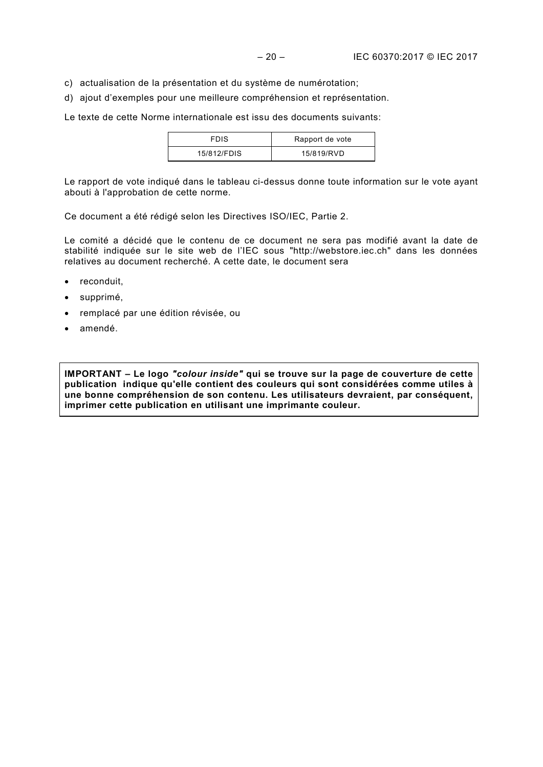c) actualisation de la présentation et du système de numérotation;

d) ajout d'exemples pour une meilleure compréhension et représentation.

Le texte de cette Norme internationale est issu des documents suivants:

| FDIS | Rapport de vote |
|---|---|
| 15/812/FDIS | 15/819/RVD |

Le rapport de vote indiqué dans le tableau ci-dessus donne toute information sur le vote ayant abouti à l'approbation de cette norme.

Ce document a été rédigé selon les Directives ISO/IEC, Partie 2.

Le comité a décidé que le contenu de ce document ne sera pas modifié avant la date de stabilité indiquée sur le site web de l'IEC sous "http://webstore.iec.ch" dans les données relatives au document recherché. A cette date, le document sera

- reconduit,
- supprimé,
- remplacé par une édition révisée, ou
- amendé.

**IMPORTANT – Le logo *"colour inside"* qui se trouve sur la page de couverture de cette publication indique qu'elle contient des couleurs qui sont considérées comme utiles à une bonne compréhension de son contenu. Les utilisateurs devraient, par conséquent, imprimer cette publication en utilisant une imprimante couleur.**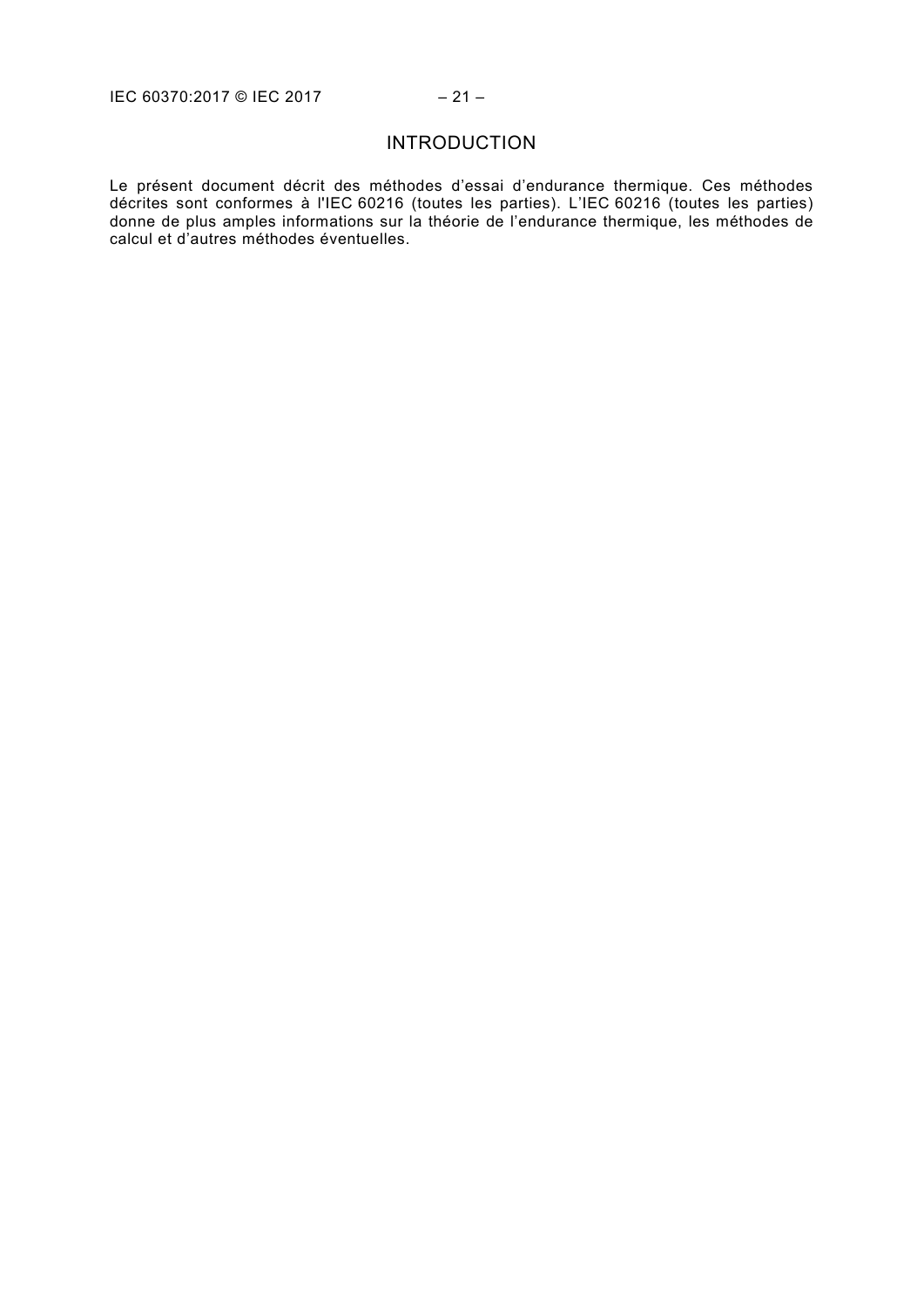# INTRODUCTION

Le présent document décrit des méthodes d'essai d'endurance thermique. Ces méthodes décrites sont conformes à l'IEC 60216 (toutes les parties). L'IEC 60216 (toutes les parties) donne de plus amples informations sur la théorie de l'endurance thermique, les méthodes de calcul et d'autres méthodes éventuelles.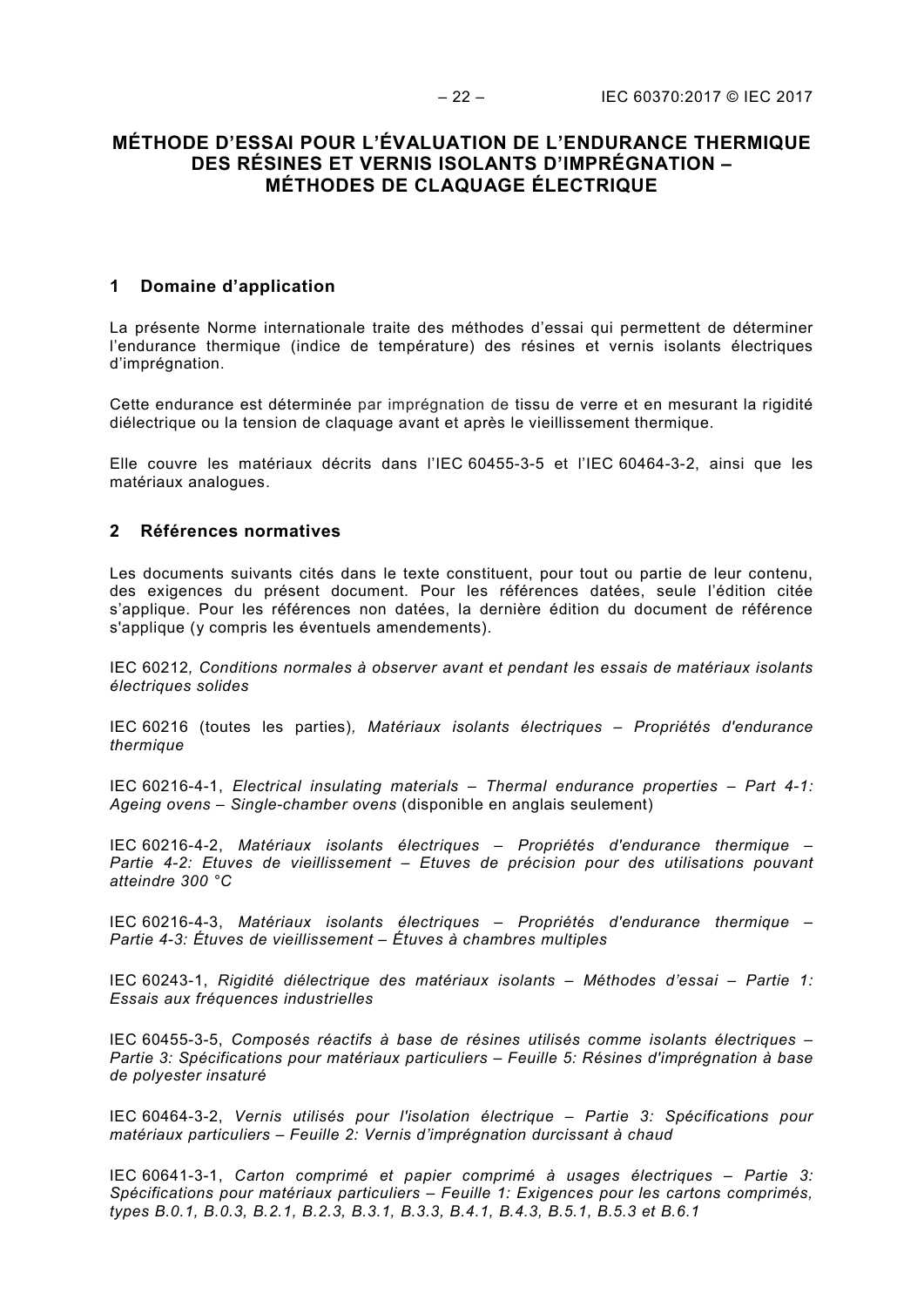# MÉTHODE D'ESSAI POUR L'ÉVALUATION DE L'ENDURANCE THERMIQUE DES RÉSINES ET VERNIS ISOLANTS D'IMPRÉGNATION – MÉTHODES DE CLAQUAGE ÉLECTRIQUE

## 1 Domaine d'application

La présente Norme internationale traite des méthodes d'essai qui permettent de déterminer l'endurance thermique (indice de température) des résines et vernis isolants électriques d'imprégnation.

Cette endurance est déterminée par imprégnation de tissu de verre et en mesurant la rigidité diélectrique ou la tension de claquage avant et après le vieillissement thermique.

Elle couvre les matériaux décrits dans l'IEC 60455-3-5 et l'IEC 60464-3-2, ainsi que les matériaux analogues.

## 2 Références normatives

Les documents suivants cités dans le texte constituent, pour tout ou partie de leur contenu, des exigences du présent document. Pour les références datées, seule l'édition citée s'applique. Pour les références non datées, la dernière édition du document de référence s'applique (y compris les éventuels amendements).

IEC 60212*, Conditions normales à observer avant et pendant les essais de matériaux isolants électriques solides*

IEC 60216 (toutes les parties)*, Matériaux isolants électriques – Propriétés d'endurance thermique*

IEC 60216-4-1, *Electrical insulating materials – Thermal endurance properties – Part 4-1: Ageing ovens – Single-chamber ovens* (disponible en anglais seulement)

IEC 60216-4-2, *Matériaux isolants électriques – Propriétés d'endurance thermique – Partie 4-2: Etuves de vieillissement – Etuves de précision pour des utilisations pouvant atteindre 300 °C*

IEC 60216-4-3, *Matériaux isolants électriques – Propriétés d'endurance thermique – Partie 4-3: Étuves de vieillissement – Étuves à chambres multiples*

IEC 60243-1, *Rigidité diélectrique des matériaux isolants – Méthodes d'essai – Partie 1: Essais aux fréquences industrielles*

IEC 60455-3-5, *Composés réactifs à base de résines utilisés comme isolants électriques – Partie 3: Spécifications pour matériaux particuliers – Feuille 5: Résines d'imprégnation à base de polyester insaturé*

IEC 60464-3-2, *Vernis utilisés pour l'isolation électrique – Partie 3: Spécifications pour matériaux particuliers – Feuille 2: Vernis d'imprégnation durcissant à chaud*

IEC 60641-3-1, *Carton comprimé et papier comprimé à usages électriques – Partie 3: Spécifications pour matériaux particuliers – Feuille 1: Exigences pour les cartons comprimés, types B.0.1, B.0.3, B.2.1, B.2.3, B.3.1, B.3.3, B.4.1, B.4.3, B.5.1, B.5.3 et B.6.1*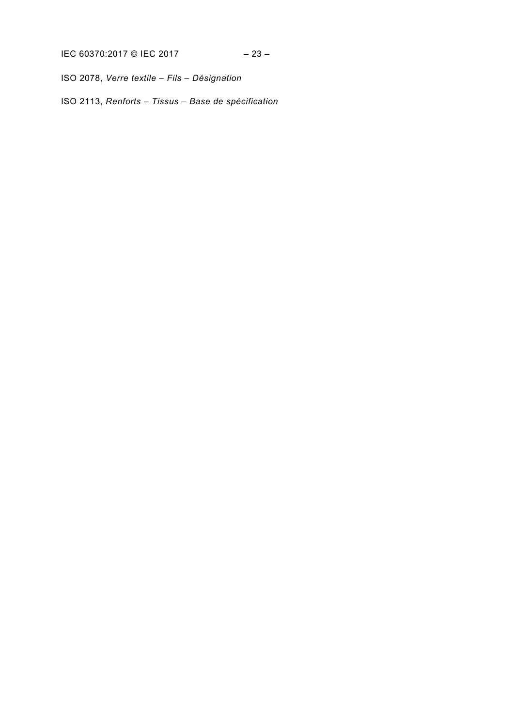ISO 2078, *Verre textile – Fils – Désignation*

ISO 2113, *Renforts – Tissus – Base de spécification*